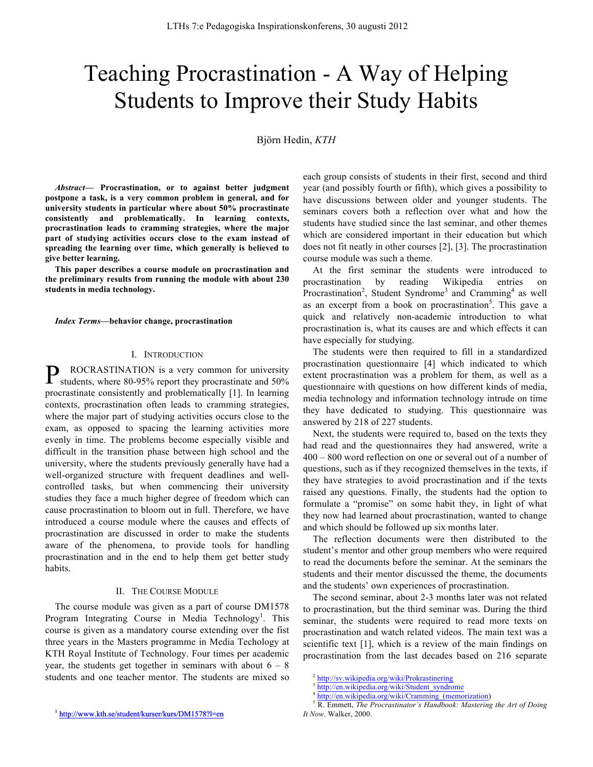# Teaching Procrastination - A Way of Helping Students to Improve their Study Habits

Björn Hedin, *KTH*

***Abstract*— Procrastination, or to against better judgment postpone a task, is a very common problem in general, and for university students in particular where about 50% procrastinate consistently and problematically. In learning contexts, procrastination leads to cramming strategies, where the major part of studying activities occurs close to the exam instead of spreading the learning over time, which generally is believed to give better learning.**

**This paper describes a course module on procrastination and the preliminary results from running the module with about 230 students in media technology.**

***Index Terms*—behavior change, procrastination**

## I. Introduction

PROCRASTINATION is a very common for university students, where 80-95% report they procrastinate and 50% procrastinate consistently and problematically [1]. In learning contexts, procrastination often leads to cramming strategies, where the major part of studying activities occurs close to the exam, as opposed to spacing the learning activities more evenly in time. The problems become especially visible and difficult in the transition phase between high school and the university, where the students previously generally have had a well-organized structure with frequent deadlines and well-controlled tasks, but when commencing their university studies they face a much higher degree of freedom which can cause procrastination to bloom out in full. Therefore, we have introduced a course module where the causes and effects of procrastination are discussed in order to make the students aware of the phenomena, to provide tools for handling procrastination and in the end to help them get better study habits.

## II. The Course Module

The course module was given as a part of course DM1578 Program Integrating Course in Media Technology[1]. This course is given as a mandatory course extending over the fist three years in the Masters programme in Media Techology at KTH Royal Institute of Technology. Four times per academic year, the students get together in seminars with about 6 – 8 students and one teacher mentor. The students are mixed so each group consists of students in their first, second and third year (and possibly fourth or fifth), which gives a possibility to have discussions between older and younger students. The seminars covers both a reflection over what and how the students have studied since the last seminar, and other themes which are considered important in their education but which does not fit neatly in other courses [2], [3]. The procrastination course module was such a theme.

At the first seminar the students were introduced to procrastination by reading Wikipedia entries on Procrastination[2], Student Syndrome[3] and Cramming[4] as well as an excerpt from a book on procrastination[5]. This gave a quick and relatively non-academic introduction to what procrastination is, what its causes are and which effects it can have especially for studying.

The students were then required to fill in a standardized procrastination questionnaire [4] which indicated to which extent procrastination was a problem for them, as well as a questionnaire with questions on how different kinds of media, media technology and information technology intrude on time they have dedicated to studying. This questionnaire was answered by 218 of 227 students.

Next, the students were required to, based on the texts they had read and the questionnaires they had answered, write a 400 – 800 word reflection on one or several out of a number of questions, such as if they recognized themselves in the texts, if they have strategies to avoid procrastination and if the texts raised any questions. Finally, the students had the option to formulate a "promise" on some habit they, in light of what they now had learned about procrastination, wanted to change and which should be followed up six months later.

The reflection documents were then distributed to the student's mentor and other group members who were required to read the documents before the seminar. At the seminars the students and their mentor discussed the theme, the documents and the students' own experiences of procrastination.

The second seminar, about 2-3 months later was not related to procrastination, but the third seminar was. During the third seminar, the students were required to read more texts on procrastination and watch related videos. The main text was a scientific text [1], which is a review of the main findings on procrastination from the last decades based on 216 separate

[1] http://www.kth.se/student/kurser/kurs/DM1578?l=en

[2] http://sv.wikipedia.org/wiki/Prokrastinering

[3] http://en.wikipedia.org/wiki/Student_syndrome

[4] http://en.wikipedia.org/wiki/Cramming_(memorization)

[5] R. Emmett, *The Procrastinator's Handbook: Mastering the Art of Doing It Now*. Walker, 2000.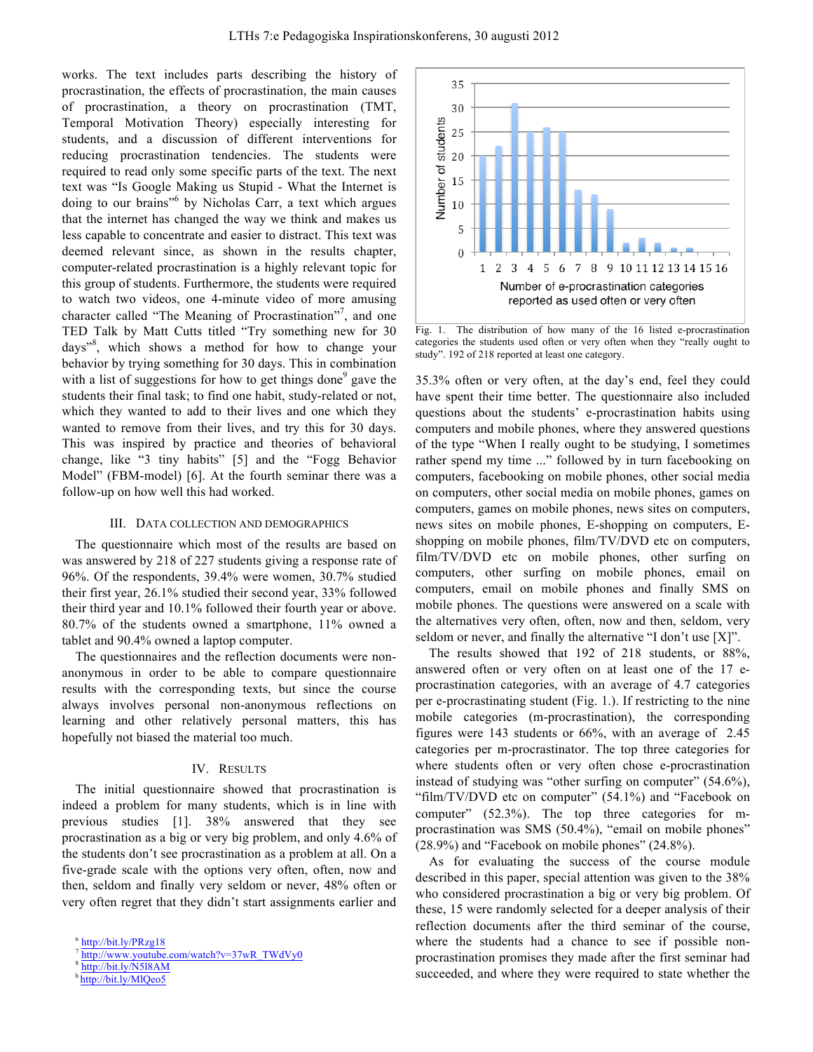works. The text includes parts describing the history of procrastination, the effects of procrastination, the main causes of procrastination, a theory on procrastination (TMT, Temporal Motivation Theory) especially interesting for students, and a discussion of different interventions for reducing procrastination tendencies. The students were required to read only some specific parts of the text. The next text was "Is Google Making us Stupid - What the Internet is doing to our brains"[6] by Nicholas Carr, a text which argues that the internet has changed the way we think and makes us less capable to concentrate and easier to distract. This text was deemed relevant since, as shown in the results chapter, computer-related procrastination is a highly relevant topic for this group of students. Furthermore, the students were required to watch two videos, one 4-minute video of more amusing character called "The Meaning of Procrastination"[7], and one TED Talk by Matt Cutts titled "Try something new for 30 days"[8], which shows a method for how to change your behavior by trying something for 30 days. This in combination with a list of suggestions for how to get things done[9] gave the students their final task; to find one habit, study-related or not, which they wanted to add to their lives and one which they wanted to remove from their lives, and try this for 30 days. This was inspired by practice and theories of behavioral change, like "3 tiny habits" [5] and the "Fogg Behavior Model" (FBM-model) [6]. At the fourth seminar there was a follow-up on how well this had worked.

## III. Data Collection and Demographics

The questionnaire which most of the results are based on was answered by 218 of 227 students giving a response rate of 96%. Of the respondents, 39.4% were women, 30.7% studied their first year, 26.1% studied their second year, 33% followed their third year and 10.1% followed their fourth year or above. 80.7% of the students owned a smartphone, 11% owned a tablet and 90.4% owned a laptop computer.

The questionnaires and the reflection documents were non-anonymous in order to be able to compare questionnaire results with the corresponding texts, but since the course always involves personal non-anonymous reflections on learning and other relatively personal matters, this has hopefully not biased the material too much.

## IV. Results

The initial questionnaire showed that procrastination is indeed a problem for many students, which is in line with previous studies [1]. 38% answered that they see procrastination as a big or very big problem, and only 4.6% of the students don't see procrastination as a problem at all. On a five-grade scale with the options very often, often, now and then, seldom and finally very seldom or never, 48% often or very often regret that they didn't start assignments earlier and 35.3% often or very often, at the day's end, feel they could have spent their time better. The questionnaire also included questions about the students' e-procrastination habits using computers and mobile phones, where they answered questions of the type "When I really ought to be studying, I sometimes rather spend my time ..." followed by in turn facebooking on computers, facebooking on mobile phones, other social media on computers, other social media on mobile phones, games on computers, games on mobile phones, news sites on computers, news sites on mobile phones, E-shopping on computers, E-shopping on mobile phones, film/TV/DVD etc on computers, film/TV/DVD etc on mobile phones, other surfing on computers, other surfing on mobile phones, email on computers, email on mobile phones and finally SMS on mobile phones. The questions were answered on a scale with the alternatives very often, often, now and then, seldom, very seldom or never, and finally the alternative "I don't use [X]".

Fig. 1. The distribution of how many of the 16 listed e-procrastination categories the students used often or very often when they "really ought to study". 192 of 218 reported at least one category.

The results showed that 192 of 218 students, or 88%, answered often or very often on at least one of the 17 e-procrastination categories, with an average of 4.7 categories per e-procrastinating student (Fig. 1.). If restricting to the nine mobile categories (m-procrastination), the corresponding figures were 143 students or 66%, with an average of 2.45 categories per m-procrastinator. The top three categories for where students often or very often chose e-procrastination instead of studying was "other surfing on computer" (54.6%), "film/TV/DVD etc on computer" (54.1%) and "Facebook on computer" (52.3%). The top three categories for m-procrastination was SMS (50.4%), "email on mobile phones" (28.9%) and "Facebook on mobile phones" (24.8%).

As for evaluating the success of the course module described in this paper, special attention was given to the 38% who considered procrastination a big or very big problem. Of these, 15 were randomly selected for a deeper analysis of their reflection documents after the third seminar of the course, where the students had a chance to see if possible non-procrastination promises they made after the first seminar had succeeded, and where they were required to state whether the

[6] http://bit.ly/PRzg18
[7] http://www.youtube.com/watch?v=37wR_TWdVy0
[8] http://bit.ly/N5l8AM
[9] http://bit.ly/MlQeo5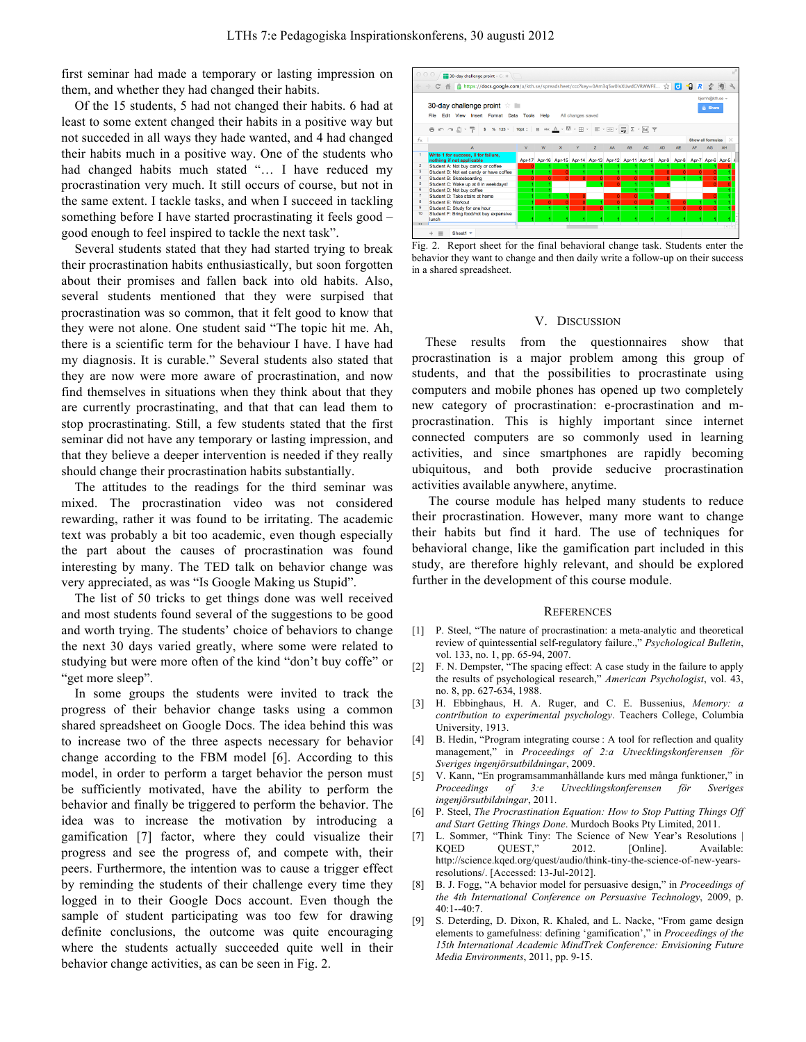first seminar had made a temporary or lasting impression on them, and whether they had changed their habits.

Of the 15 students, 5 had not changed their habits. 6 had at least to some extent changed their habits in a positive way but not succeded in all ways they hade wanted, and 4 had changed their habits much in a positive way. One of the students who had changed habits much stated "… I have reduced my procrastination very much. It still occurs of course, but not in the same extent. I tackle tasks, and when I succeed in tackling something before I have started procrastinating it feels good – good enough to feel inspired to tackle the next task".

Several students stated that they had started trying to break their procrastination habits enthusiastically, but soon forgotten about their promises and fallen back into old habits. Also, several students mentioned that they were surpised that procrastination was so common, that it felt good to know that they were not alone. One student said "The topic hit me. Ah, there is a scientific term for the behaviour I have. I have had my diagnosis. It is curable." Several students also stated that they are now were more aware of procrastination, and now find themselves in situations when they think about that they are currently procrastinating, and that that can lead them to stop procrastinating. Still, a few students stated that the first seminar did not have any temporary or lasting impression, and that they believe a deeper intervention is needed if they really should change their procrastination habits substantially.

The attitudes to the readings for the third seminar was mixed. The procrastination video was not considered rewarding, rather it was found to be irritating. The academic text was probably a bit too academic, even though especially the part about the causes of procrastination was found interesting by many. The TED talk on behavior change was very appreciated, as was "Is Google Making us Stupid".

The list of 50 tricks to get things done was well received and most students found several of the suggestions to be good and worth trying. The students' choice of behaviors to change the next 30 days varied greatly, where some were related to studying but were more often of the kind "don't buy coffe" or "get more sleep".

In some groups the students were invited to track the progress of their behavior change tasks using a common shared spreadsheet on Google Docs. The idea behind this was to increase two of the three aspects necessary for behavior change according to the FBM model [6]. According to this model, in order to perform a target behavior the person must be sufficiently motivated, have the ability to perform the behavior and finally be triggered to perform the behavior. The idea was to increase the motivation by introducing a gamification [7] factor, where they could visualize their progress and see the progress of, and compete with, their peers. Furthermore, the intention was to cause a trigger effect by reminding the students of their challenge every time they logged in to their Google Docs account. Even though the sample of student participating was too few for drawing definite conclusions, the outcome was quite encouraging where the students actually succeeded quite well in their behavior change activities, as can be seen in Fig. 2.

Fig. 2. Report sheet for the final behavioral change task. Students enter the behavior they want to change and then daily write a follow-up on their success in a shared spreadsheet.

## V. Discussion

These results from the questionnaires show that procrastination is a major problem among this group of students, and that the possibilities to procrastinate using computers and mobile phones has opened up two completely new category of procrastination: e-procrastination and m-procrastination. This is highly important since internet connected computers are so commonly used in learning activities, and since smartphones are rapidly becoming ubiquitous, and both provide seductive procrastination activities available anywhere, anytime.

The course module has helped many students to reduce their procrastination. However, many more want to change their habits but find it hard. The use of techniques for behavioral change, like the gamification part included in this study, are therefore highly relevant, and should be explored further in the development of this course module.

## References

[1] P. Steel, "The nature of procrastination: a meta-analytic and theoretical review of quintessential self-regulatory failure.," *Psychological Bulletin*, vol. 133, no. 1, pp. 65-94, 2007.

[2] F. N. Dempster, "The spacing effect: A case study in the failure to apply the results of psychological research," *American Psychologist*, vol. 43, no. 8, pp. 627-634, 1988.

[3] H. Ebbinghaus, H. A. Ruger, and C. E. Bussenius, *Memory: a contribution to experimental psychology*. Teachers College, Columbia University, 1913.

[4] B. Hedin, "Program integrating course : A tool for reflection and quality management," in *Proceedings of 2:a Utvecklingskonferensen för Sveriges ingenjörsutbildningar*, 2009.

[5] V. Kann, "En programsammanhållande kurs med många funktioner," in *Proceedings of 3:e Utvecklingskonferensen för Sveriges ingenjörsutbildningar*, 2011.

[6] P. Steel, *The Procrastination Equation: How to Stop Putting Things Off and Start Getting Things Done*. Murdoch Books Pty Limited, 2011.

[7] L. Sommer, "Think Tiny: The Science of New Year's Resolutions | KQED QUEST," 2012. [Online]. Available: http://science.kqed.org/quest/audio/think-tiny-the-science-of-new-years-resolutions/. [Accessed: 13-Jul-2012].

[8] B. J. Fogg, "A behavior model for persuasive design," in *Proceedings of the 4th International Conference on Persuasive Technology*, 2009, p. 40:1--40:7.

[9] S. Deterding, D. Dixon, R. Khaled, and L. Nacke, "From game design elements to gamefulness: defining 'gamification'," in *Proceedings of the 15th International Academic MindTrek Conference: Envisioning Future Media Environments*, 2011, pp. 9-15.